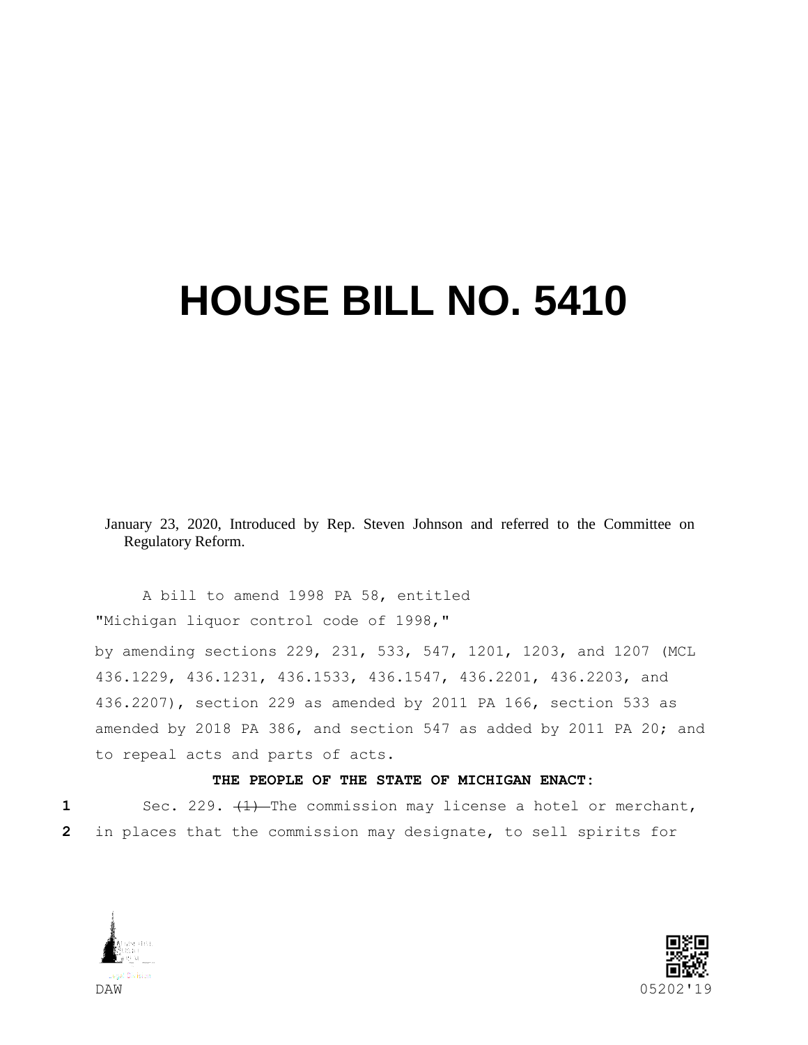# HOUSE BILL NO. 5410

January 23, 2020, Introduced by Rep. Steven Johnson and referred to the Committee on Regulatory Reform.

A bill to amend 1998 PA 58, entitled

"Michigan liquor control code of 1998,"

by amending sections 229, 231, 533, 547, 1201, 1203, and 1207 (MCL 436.1229, 436.1231, 436.1533, 436.1547, 436.2201, 436.2203, and 436.2207), section 229 as amended by 2011 PA 166, section 533 as amended by 2018 PA 386, and section 547 as added by 2011 PA 20; and to repeal acts and parts of acts.

**THE PEOPLE OF THE STATE OF MICHIGAN ENACT:**

1 Sec. 229. ~~(1)~~ The commission may license a hotel or merchant,

2 in places that the commission may designate, to sell spirits for

DAW 05202'19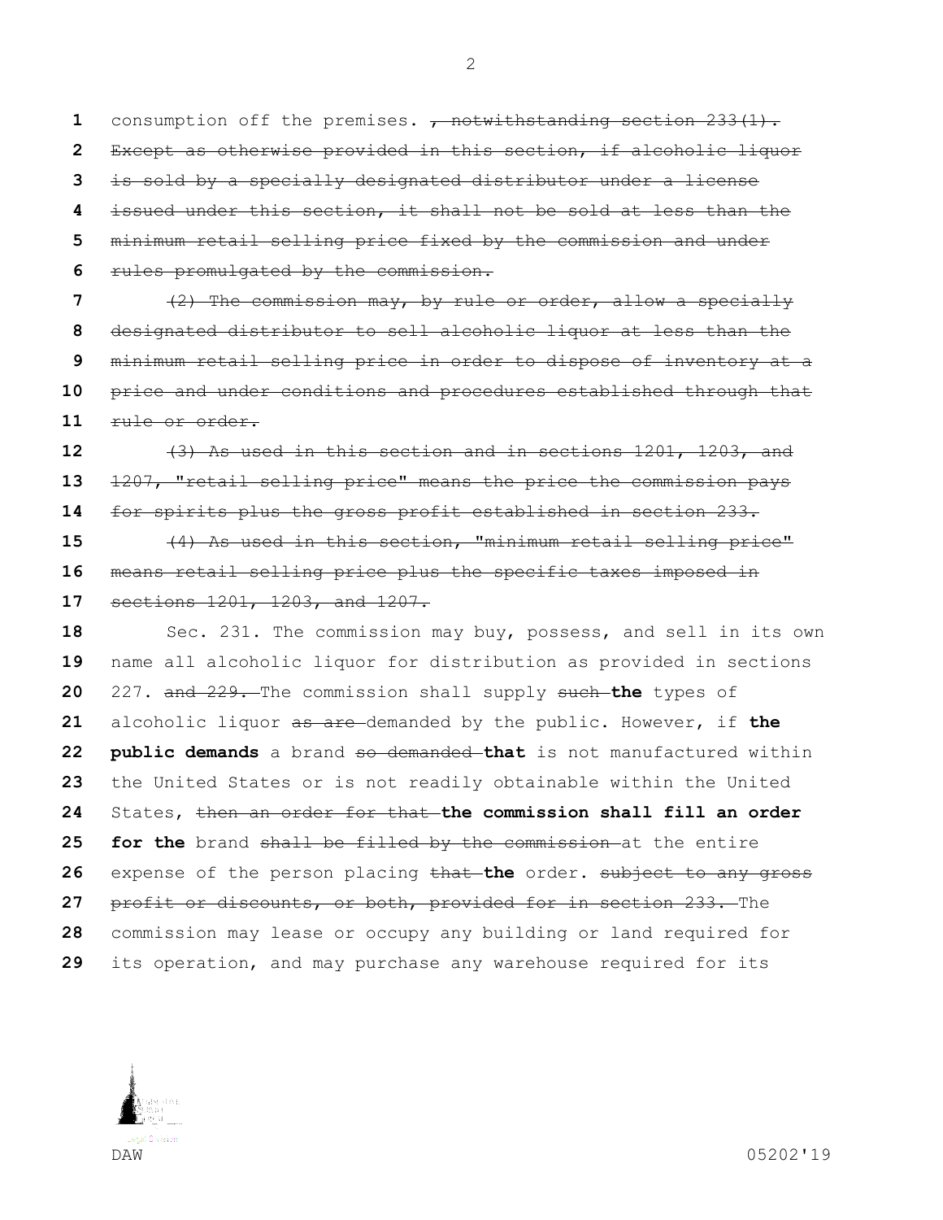consumption off the premises. ~~, notwithstanding section 233(1). Except as otherwise provided in this section, if alcoholic liquor is sold by a specially designated distributor under a license issued under this section, it shall not be sold at less than the minimum retail selling price fixed by the commission and under rules promulgated by the commission.~~

~~(2) The commission may, by rule or order, allow a specially designated distributor to sell alcoholic liquor at less than the minimum retail selling price in order to dispose of inventory at a price and under conditions and procedures established through that rule or order.~~

~~(3) As used in this section and in sections 1201, 1203, and 1207, "retail selling price" means the price the commission pays for spirits plus the gross profit established in section 233.~~

~~(4) As used in this section, "minimum retail selling price" means retail selling price plus the specific taxes imposed in sections 1201, 1203, and 1207.~~

Sec. 231. The commission may buy, possess, and sell in its own name all alcoholic liquor for distribution as provided in sections 227. ~~and 229.~~ The commission shall supply ~~such~~ **the** types of alcoholic liquor ~~as are~~ demanded by the public. However, if **the public demands** a brand ~~so demanded~~ **that** is not manufactured within the United States or is not readily obtainable within the United States, ~~then an order for that~~ **the commission shall fill an order for the** brand ~~shall be filled by the commission~~ at the entire expense of the person placing ~~that~~ **the** order. ~~subject to any gross profit or discounts, or both, provided for in section 233.~~ The commission may lease or occupy any building or land required for its operation, and may purchase any warehouse required for its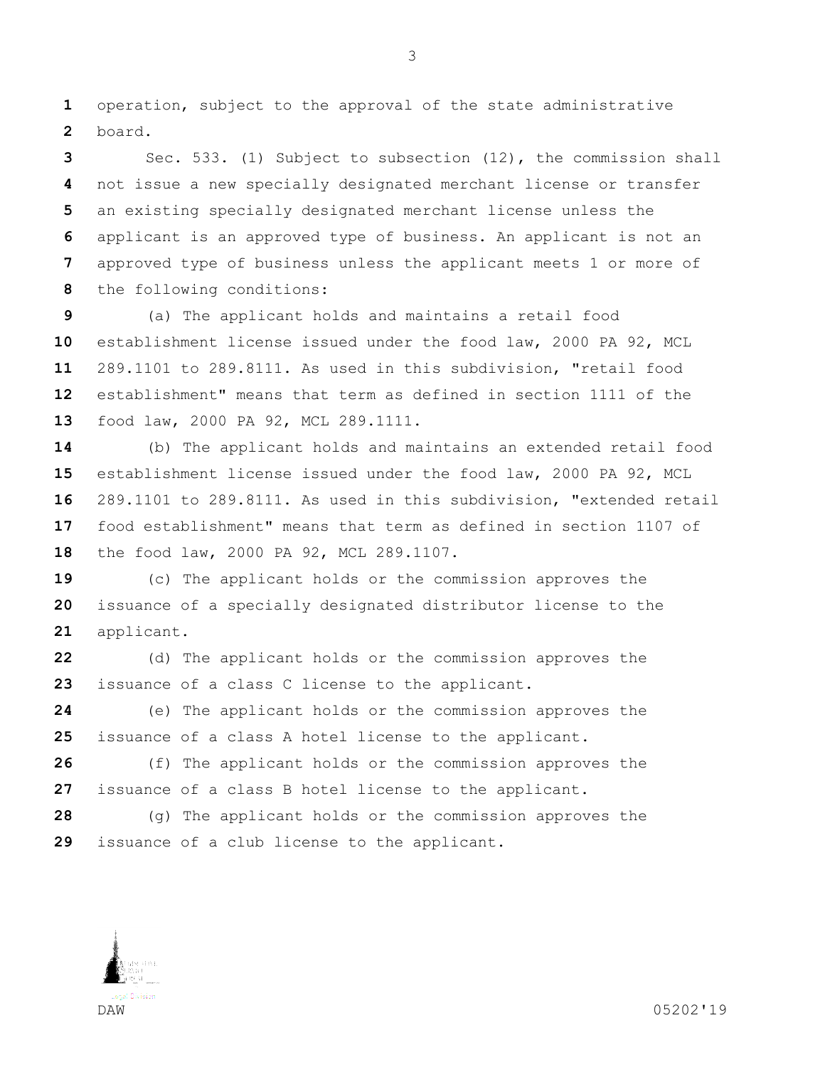operation, subject to the approval of the state administrative board.

Sec. 533. (1) Subject to subsection (12), the commission shall not issue a new specially designated merchant license or transfer an existing specially designated merchant license unless the applicant is an approved type of business. An applicant is not an approved type of business unless the applicant meets 1 or more of the following conditions:

(a) The applicant holds and maintains a retail food establishment license issued under the food law, 2000 PA 92, MCL 289.1101 to 289.8111. As used in this subdivision, "retail food establishment" means that term as defined in section 1111 of the food law, 2000 PA 92, MCL 289.1111.

(b) The applicant holds and maintains an extended retail food establishment license issued under the food law, 2000 PA 92, MCL 289.1101 to 289.8111. As used in this subdivision, "extended retail food establishment" means that term as defined in section 1107 of the food law, 2000 PA 92, MCL 289.1107.

(c) The applicant holds or the commission approves the issuance of a specially designated distributor license to the applicant.

(d) The applicant holds or the commission approves the issuance of a class C license to the applicant.

(e) The applicant holds or the commission approves the issuance of a class A hotel license to the applicant.

(f) The applicant holds or the commission approves the issuance of a class B hotel license to the applicant.

(g) The applicant holds or the commission approves the issuance of a club license to the applicant.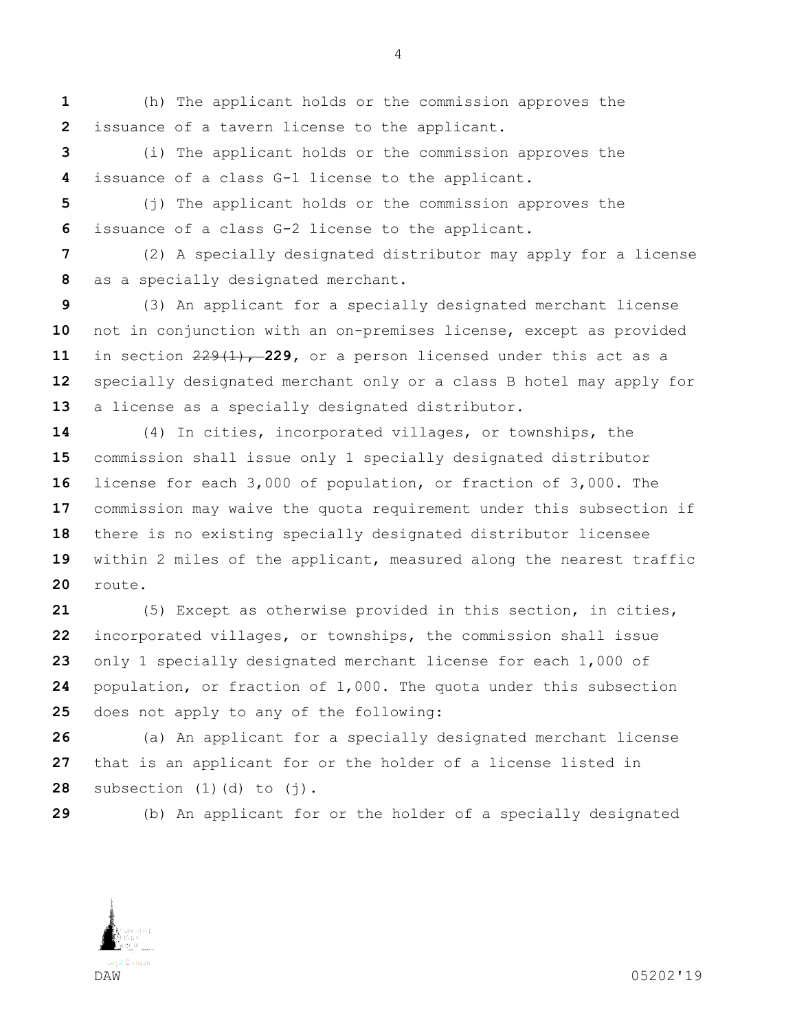(h) The applicant holds or the commission approves the issuance of a tavern license to the applicant.

(i) The applicant holds or the commission approves the issuance of a class G-1 license to the applicant.

(j) The applicant holds or the commission approves the issuance of a class G-2 license to the applicant.

(2) A specially designated distributor may apply for a license as a specially designated merchant.

(3) An applicant for a specially designated merchant license not in conjunction with an on-premises license, except as provided in section ~~229(1),~~ **229**, or a person licensed under this act as a specially designated merchant only or a class B hotel may apply for a license as a specially designated distributor.

(4) In cities, incorporated villages, or townships, the commission shall issue only 1 specially designated distributor license for each 3,000 of population, or fraction of 3,000. The commission may waive the quota requirement under this subsection if there is no existing specially designated distributor licensee within 2 miles of the applicant, measured along the nearest traffic route.

(5) Except as otherwise provided in this section, in cities, incorporated villages, or townships, the commission shall issue only 1 specially designated merchant license for each 1,000 of population, or fraction of 1,000. The quota under this subsection does not apply to any of the following:

(a) An applicant for a specially designated merchant license that is an applicant for or the holder of a license listed in subsection (1)(d) to (j).

(b) An applicant for or the holder of a specially designated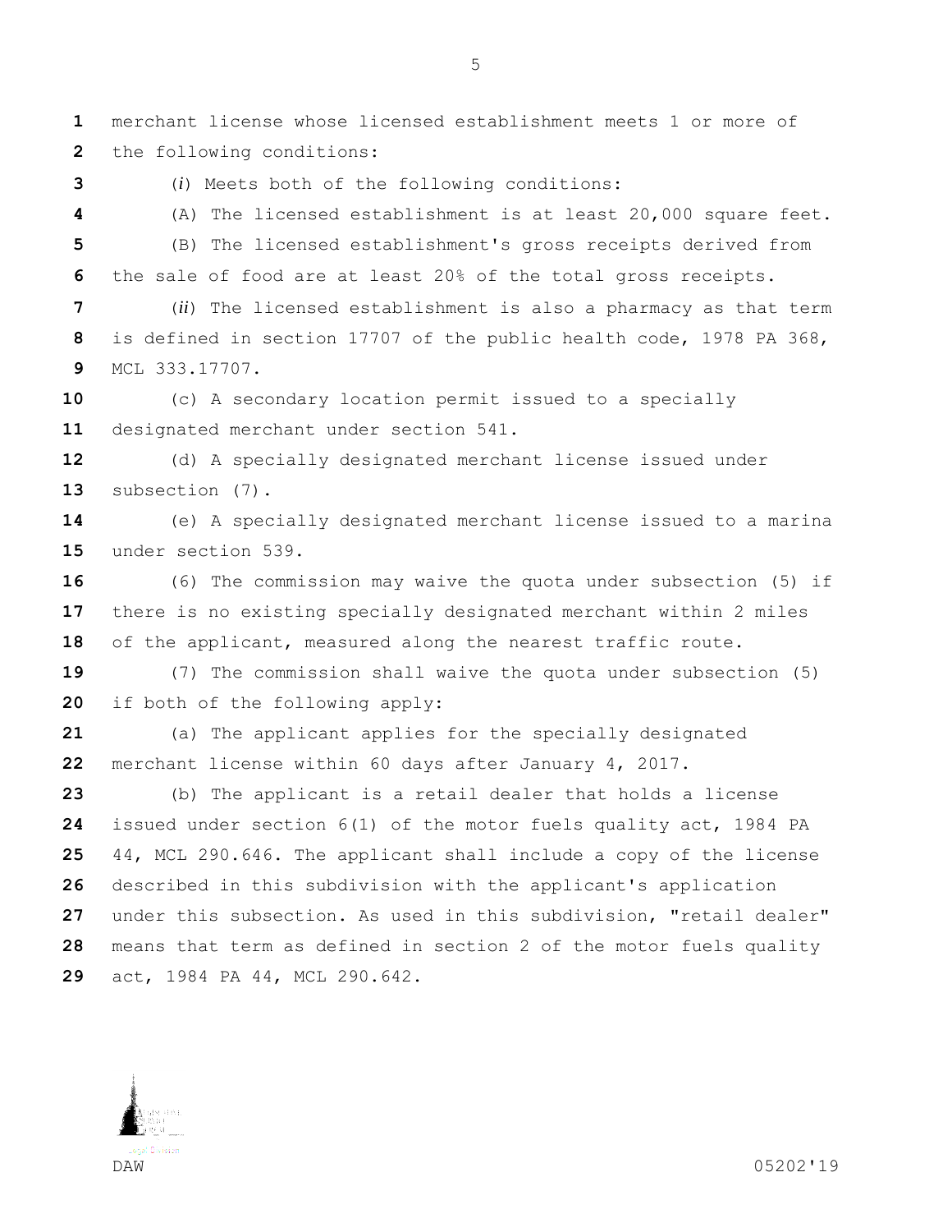merchant license whose licensed establishment meets 1 or more of the following conditions:

(*i*) Meets both of the following conditions:

(A) The licensed establishment is at least 20,000 square feet.

(B) The licensed establishment's gross receipts derived from the sale of food are at least 20% of the total gross receipts.

(*ii*) The licensed establishment is also a pharmacy as that term is defined in section 17707 of the public health code, 1978 PA 368, MCL 333.17707.

(c) A secondary location permit issued to a specially designated merchant under section 541.

(d) A specially designated merchant license issued under subsection (7).

(e) A specially designated merchant license issued to a marina under section 539.

(6) The commission may waive the quota under subsection (5) if there is no existing specially designated merchant within 2 miles of the applicant, measured along the nearest traffic route.

(7) The commission shall waive the quota under subsection (5) if both of the following apply:

(a) The applicant applies for the specially designated merchant license within 60 days after January 4, 2017.

(b) The applicant is a retail dealer that holds a license issued under section 6(1) of the motor fuels quality act, 1984 PA 44, MCL 290.646. The applicant shall include a copy of the license described in this subdivision with the applicant's application under this subsection. As used in this subdivision, "retail dealer" means that term as defined in section 2 of the motor fuels quality act, 1984 PA 44, MCL 290.642.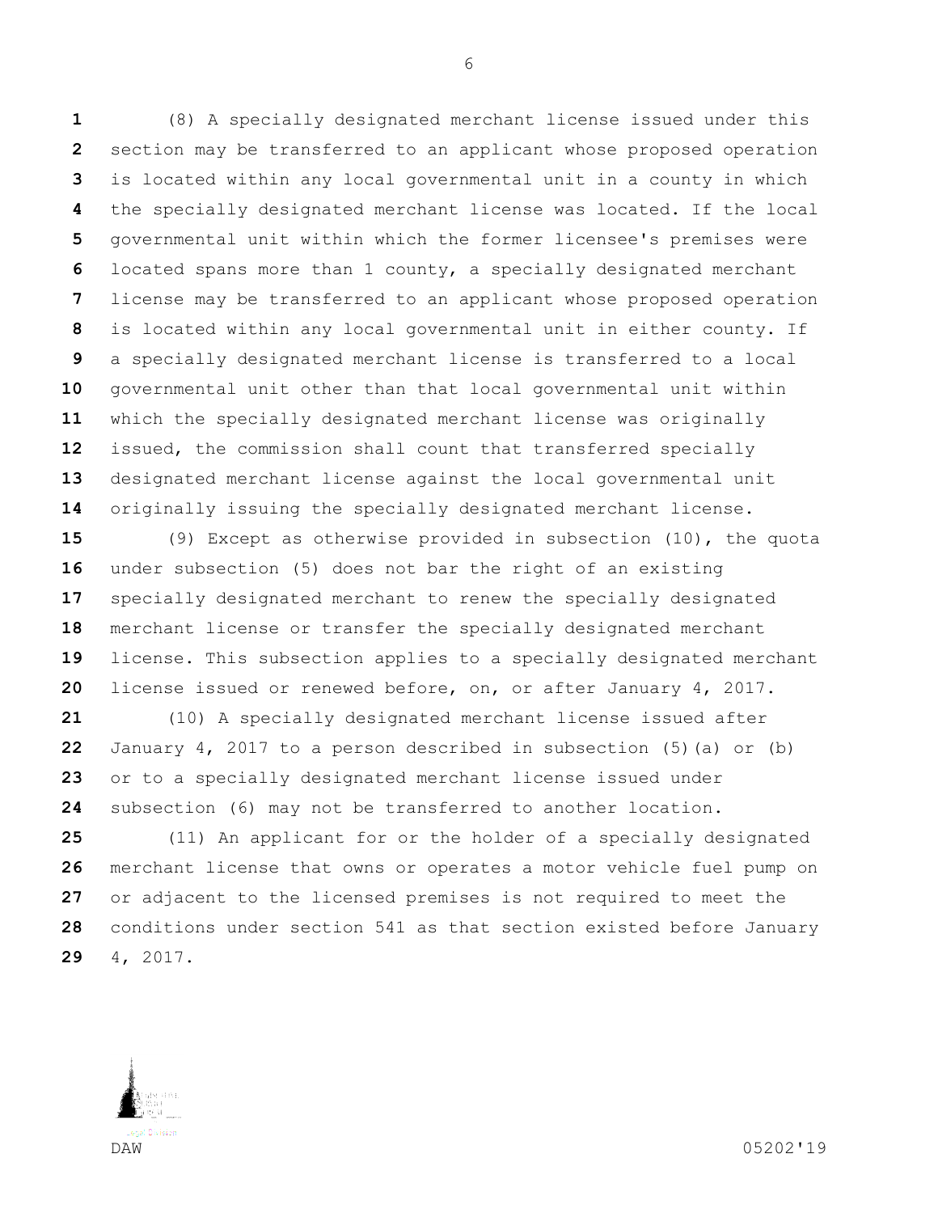(8) A specially designated merchant license issued under this section may be transferred to an applicant whose proposed operation is located within any local governmental unit in a county in which the specially designated merchant license was located. If the local governmental unit within which the former licensee's premises were located spans more than 1 county, a specially designated merchant license may be transferred to an applicant whose proposed operation is located within any local governmental unit in either county. If a specially designated merchant license is transferred to a local governmental unit other than that local governmental unit within which the specially designated merchant license was originally issued, the commission shall count that transferred specially designated merchant license against the local governmental unit originally issuing the specially designated merchant license.

(9) Except as otherwise provided in subsection (10), the quota under subsection (5) does not bar the right of an existing specially designated merchant to renew the specially designated merchant license or transfer the specially designated merchant license. This subsection applies to a specially designated merchant license issued or renewed before, on, or after January 4, 2017.

(10) A specially designated merchant license issued after January 4, 2017 to a person described in subsection (5)(a) or (b) or to a specially designated merchant license issued under subsection (6) may not be transferred to another location.

(11) An applicant for or the holder of a specially designated merchant license that owns or operates a motor vehicle fuel pump on or adjacent to the licensed premises is not required to meet the conditions under section 541 as that section existed before January 4, 2017.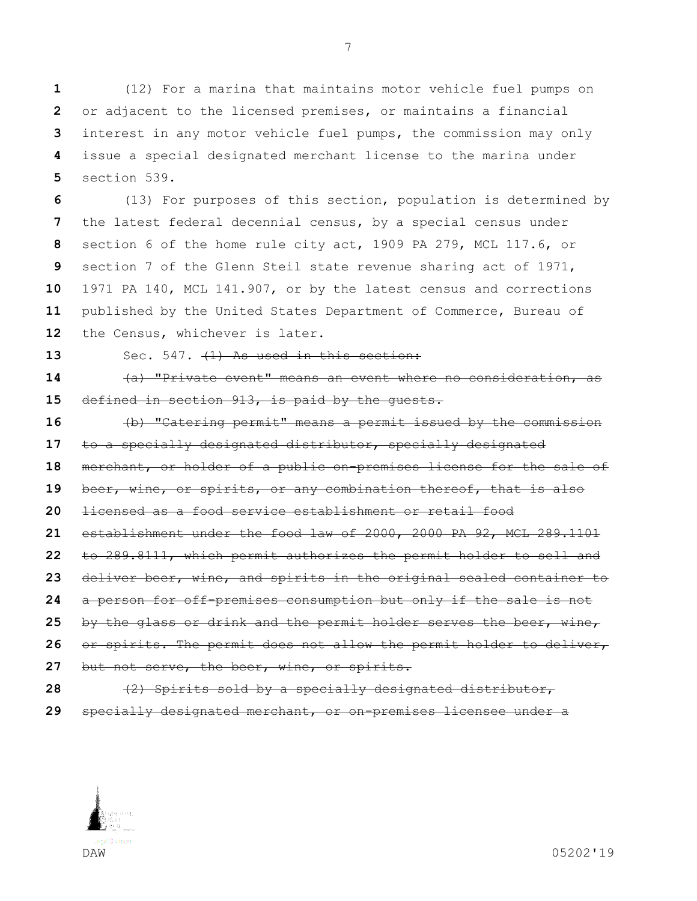(12) For a marina that maintains motor vehicle fuel pumps on or adjacent to the licensed premises, or maintains a financial interest in any motor vehicle fuel pumps, the commission may only issue a special designated merchant license to the marina under section 539.

(13) For purposes of this section, population is determined by the latest federal decennial census, by a special census under section 6 of the home rule city act, 1909 PA 279, MCL 117.6, or section 7 of the Glenn Steil state revenue sharing act of 1971, 1971 PA 140, MCL 141.907, or by the latest census and corrections published by the United States Department of Commerce, Bureau of the Census, whichever is later.

Sec. 547. ~~(1) As used in this section:~~

~~(a) "Private event" means an event where no consideration, as defined in section 913, is paid by the guests.~~

~~(b) "Catering permit" means a permit issued by the commission to a specially designated distributor, specially designated merchant, or holder of a public on-premises license for the sale of beer, wine, or spirits, or any combination thereof, that is also licensed as a food service establishment or retail food establishment under the food law of 2000, 2000 PA 92, MCL 289.1101 to 289.8111, which permit authorizes the permit holder to sell and deliver beer, wine, and spirits in the original sealed container to a person for off-premises consumption but only if the sale is not by the glass or drink and the permit holder serves the beer, wine, or spirits. The permit does not allow the permit holder to deliver, but not serve, the beer, wine, or spirits.~~

~~(2) Spirits sold by a specially designated distributor, specially designated merchant, or on-premises licensee under a~~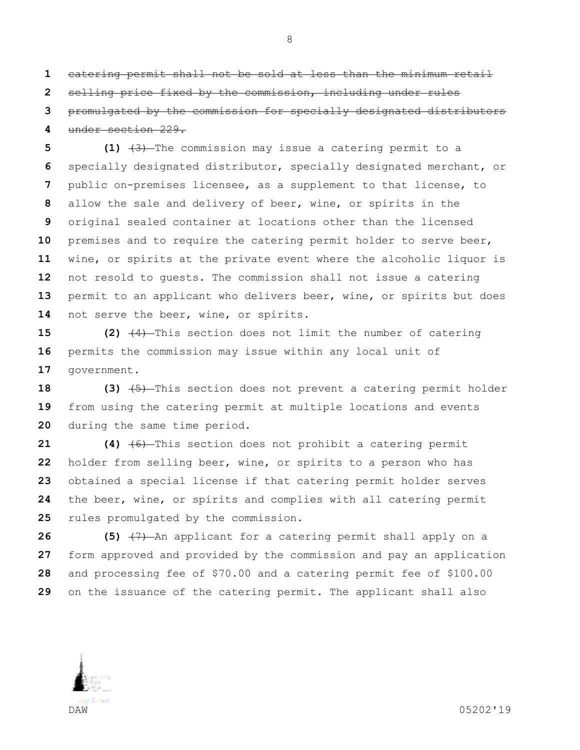~~catering permit shall not be sold at less than the minimum retail selling price fixed by the commission, including under rules promulgated by the commission for specially designated distributors under section 229.~~

**(1)** ~~(3)~~ The commission may issue a catering permit to a specially designated distributor, specially designated merchant, or public on-premises licensee, as a supplement to that license, to allow the sale and delivery of beer, wine, or spirits in the original sealed container at locations other than the licensed premises and to require the catering permit holder to serve beer, wine, or spirits at the private event where the alcoholic liquor is not resold to guests. The commission shall not issue a catering permit to an applicant who delivers beer, wine, or spirits but does not serve the beer, wine, or spirits.

**(2)** ~~(4)~~ This section does not limit the number of catering permits the commission may issue within any local unit of government.

**(3)** ~~(5)~~ This section does not prevent a catering permit holder from using the catering permit at multiple locations and events during the same time period.

**(4)** ~~(6)~~ This section does not prohibit a catering permit holder from selling beer, wine, or spirits to a person who has obtained a special license if that catering permit holder serves the beer, wine, or spirits and complies with all catering permit rules promulgated by the commission.

**(5)** ~~(7)~~ An applicant for a catering permit shall apply on a form approved and provided by the commission and pay an application and processing fee of $70.00 and a catering permit fee of $100.00 on the issuance of the catering permit. The applicant shall also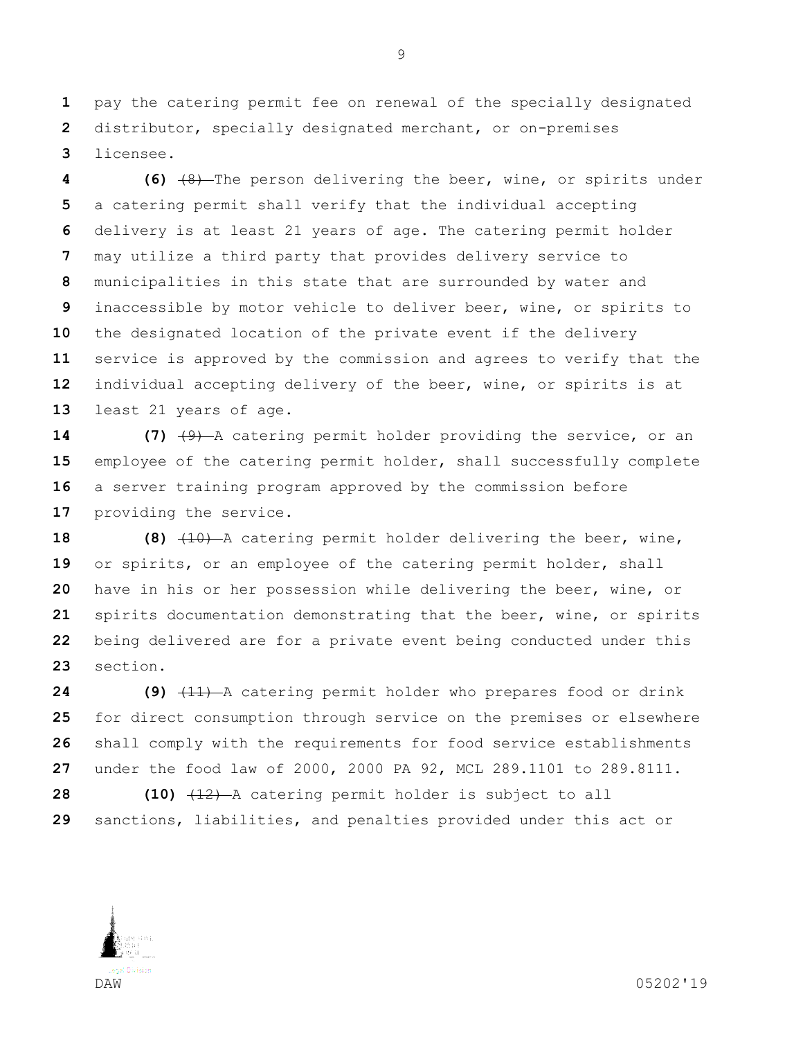pay the catering permit fee on renewal of the specially designated distributor, specially designated merchant, or on-premises licensee.

**(6)** ~~(8)~~ The person delivering the beer, wine, or spirits under a catering permit shall verify that the individual accepting delivery is at least 21 years of age. The catering permit holder may utilize a third party that provides delivery service to municipalities in this state that are surrounded by water and inaccessible by motor vehicle to deliver beer, wine, or spirits to the designated location of the private event if the delivery service is approved by the commission and agrees to verify that the individual accepting delivery of the beer, wine, or spirits is at least 21 years of age.

**(7)** ~~(9)~~ A catering permit holder providing the service, or an employee of the catering permit holder, shall successfully complete a server training program approved by the commission before providing the service.

**(8)** ~~(10)~~ A catering permit holder delivering the beer, wine, or spirits, or an employee of the catering permit holder, shall have in his or her possession while delivering the beer, wine, or spirits documentation demonstrating that the beer, wine, or spirits being delivered are for a private event being conducted under this section.

**(9)** ~~(11)~~ A catering permit holder who prepares food or drink for direct consumption through service on the premises or elsewhere shall comply with the requirements for food service establishments under the food law of 2000, 2000 PA 92, MCL 289.1101 to 289.8111.

**(10)** ~~(12)~~ A catering permit holder is subject to all sanctions, liabilities, and penalties provided under this act or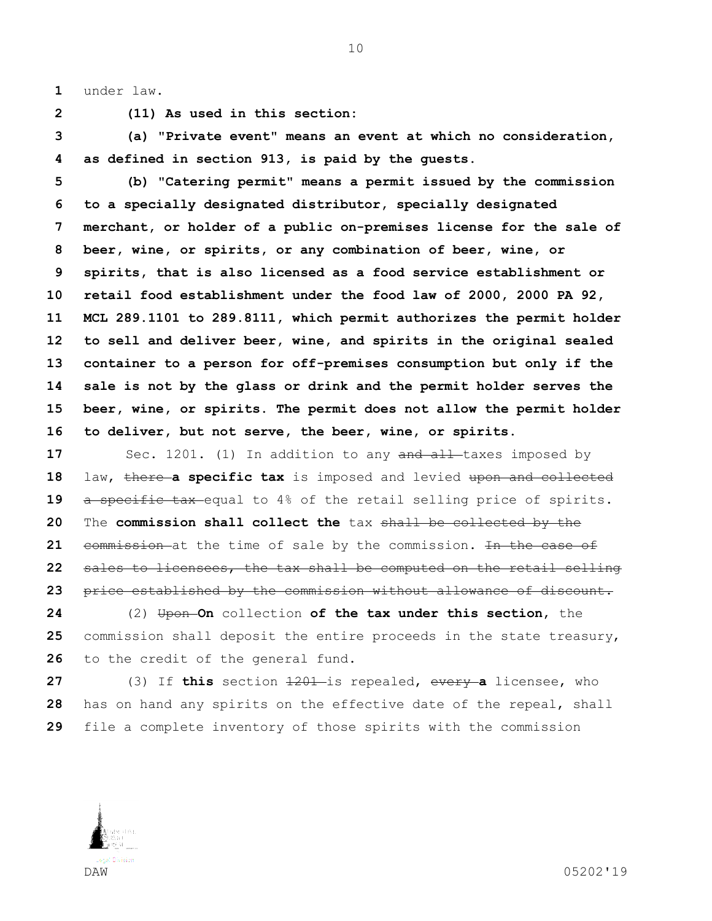under law.

**(11) As used in this section:**

**(a) "Private event" means an event at which no consideration, as defined in section 913, is paid by the guests.**

**(b) "Catering permit" means a permit issued by the commission to a specially designated distributor, specially designated merchant, or holder of a public on-premises license for the sale of beer, wine, or spirits, or any combination of beer, wine, or spirits, that is also licensed as a food service establishment or retail food establishment under the food law of 2000, 2000 PA 92, MCL 289.1101 to 289.8111, which permit authorizes the permit holder to sell and deliver beer, wine, and spirits in the original sealed container to a person for off-premises consumption but only if the sale is not by the glass or drink and the permit holder serves the beer, wine, or spirits. The permit does not allow the permit holder to deliver, but not serve, the beer, wine, or spirits.**

Sec. 1201. (1) In addition to any ~~and all~~ taxes imposed by law, ~~there~~ **a specific tax** is imposed and levied ~~upon and collected a specific tax~~ equal to 4% of the retail selling price of spirits. The **commission shall collect the** tax ~~shall be collected by the commission~~ at the time of sale by the commission. ~~In the case of sales to licensees, the tax shall be computed on the retail selling price established by the commission without allowance of discount.~~

(2) ~~Upon~~ **On** collection **of the tax under this section**, the commission shall deposit the entire proceeds in the state treasury, to the credit of the general fund.

(3) If **this** section ~~1201~~ is repealed, ~~every~~ **a** licensee, who has on hand any spirits on the effective date of the repeal, shall file a complete inventory of those spirits with the commission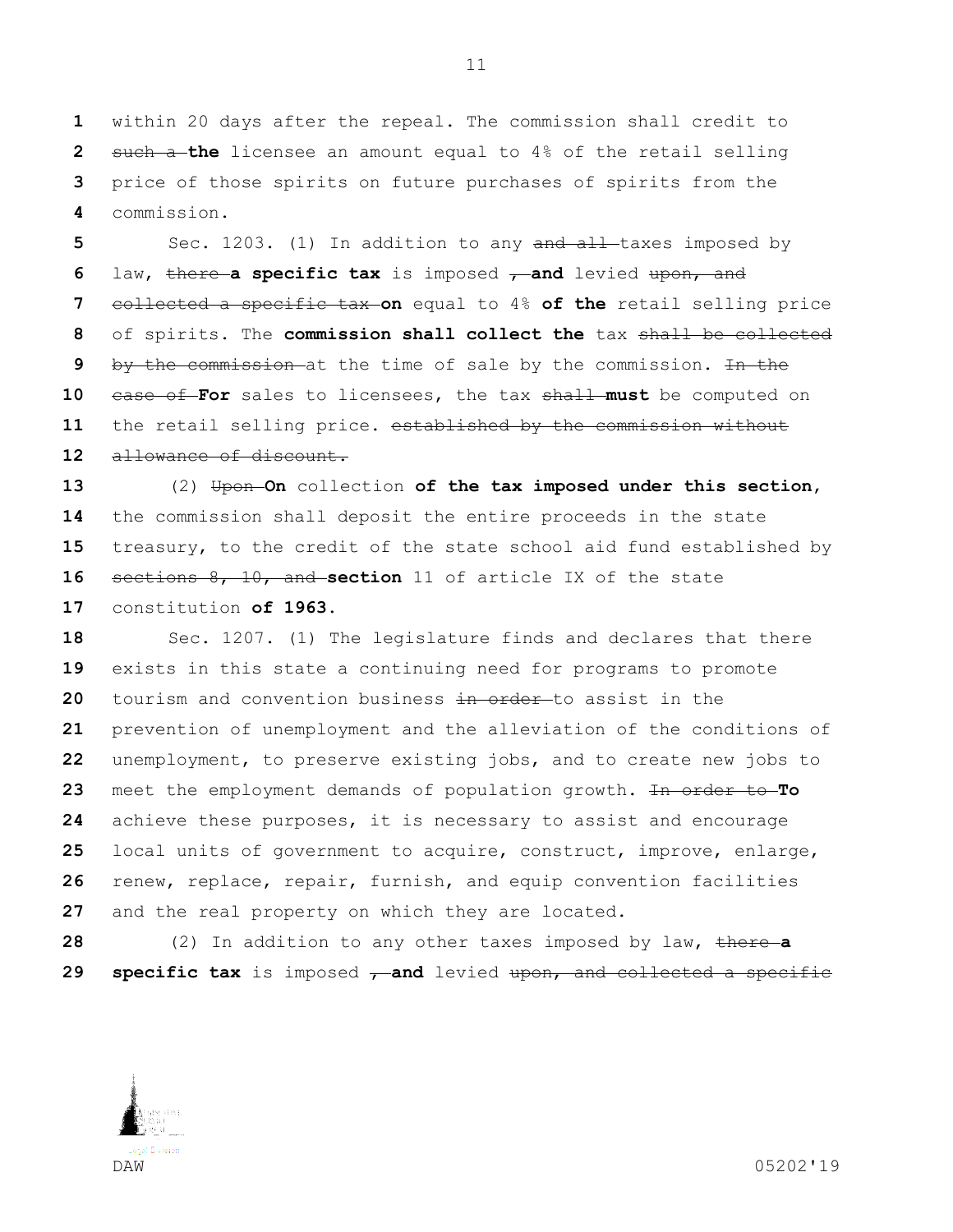within 20 days after the repeal. The commission shall credit to ~~such a~~ **the** licensee an amount equal to 4% of the retail selling price of those spirits on future purchases of spirits from the commission.

Sec. 1203. (1) In addition to any ~~and all~~ taxes imposed by law, ~~there~~ **a specific tax** is imposed ~~,~~ **and** levied ~~upon, and collected a specific tax~~ **on** equal to 4% **of the** retail selling price of spirits. The **commission shall collect the** tax ~~shall be collected by the commission~~ at the time of sale by the commission. ~~In the case of~~ **For** sales to licensees, the tax ~~shall~~ **must** be computed on the retail selling price. ~~established by the commission without allowance of discount.~~

(2) ~~Upon~~ **On** collection **of the tax imposed under this section**, the commission shall deposit the entire proceeds in the state treasury, to the credit of the state school aid fund established by ~~sections 8, 10, and~~ **section** 11 of article IX of the state constitution **of 1963**.

Sec. 1207. (1) The legislature finds and declares that there exists in this state a continuing need for programs to promote tourism and convention business ~~in order~~ to assist in the prevention of unemployment and the alleviation of the conditions of unemployment, to preserve existing jobs, and to create new jobs to meet the employment demands of population growth. ~~In order to~~ **To** achieve these purposes, it is necessary to assist and encourage local units of government to acquire, construct, improve, enlarge, renew, replace, repair, furnish, and equip convention facilities and the real property on which they are located.

(2) In addition to any other taxes imposed by law, ~~there~~ **a specific tax** is imposed ~~,~~ **and** levied ~~upon, and collected a specific~~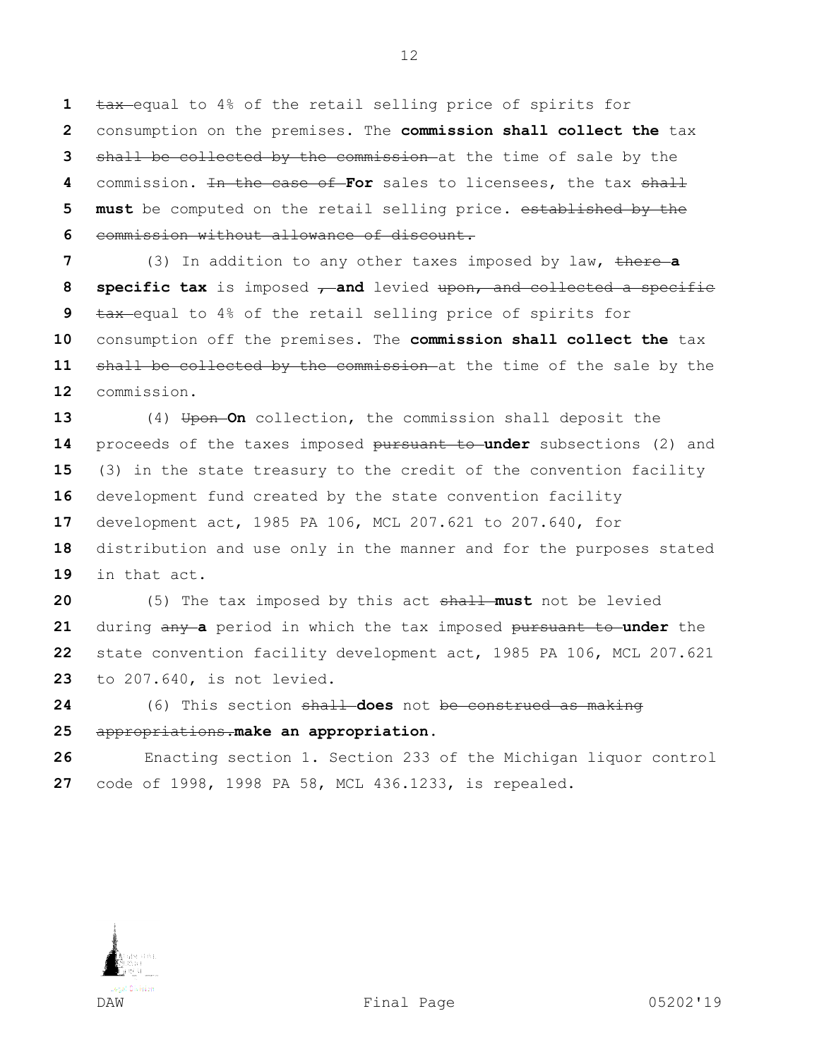~~tax~~ equal to 4% of the retail selling price of spirits for consumption on the premises. The **commission shall collect the** tax ~~shall be collected by the commission~~ at the time of sale by the commission. ~~In the case of~~ **For** sales to licensees, the tax ~~shall~~ **must** be computed on the retail selling price. ~~established by the commission without allowance of discount.~~

(3) In addition to any other taxes imposed by law, ~~there~~ **a specific tax** is imposed ~~,~~ **and** levied ~~upon, and collected a specific tax~~ equal to 4% of the retail selling price of spirits for consumption off the premises. The **commission shall collect the** tax ~~shall be collected by the commission~~ at the time of the sale by the commission.

(4) ~~Upon~~ **On** collection, the commission shall deposit the proceeds of the taxes imposed ~~pursuant to~~ **under** subsections (2) and (3) in the state treasury to the credit of the convention facility development fund created by the state convention facility development act, 1985 PA 106, MCL 207.621 to 207.640, for distribution and use only in the manner and for the purposes stated in that act.

(5) The tax imposed by this act ~~shall~~ **must** not be levied during ~~any~~ **a** period in which the tax imposed ~~pursuant to~~ **under** the state convention facility development act, 1985 PA 106, MCL 207.621 to 207.640, is not levied.

(6) This section ~~shall~~ **does** not ~~be construed as making appropriations.~~**make an appropriation.**

Enacting section 1. Section 233 of the Michigan liquor control code of 1998, 1998 PA 58, MCL 436.1233, is repealed.